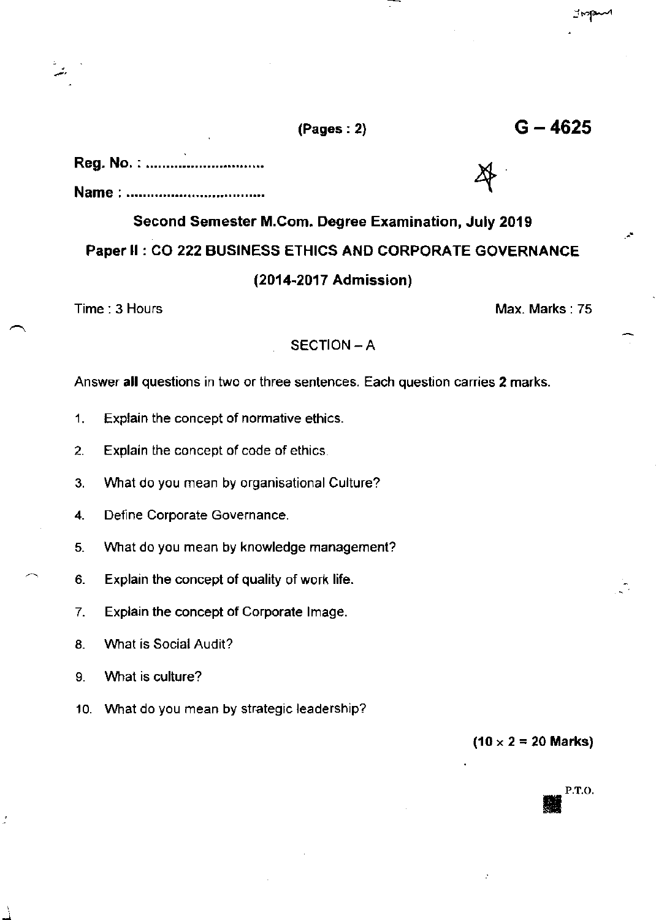(Pages : 2) **G – 4625**

**Reg. No. : ..............................**

**Name : ..................................**

## Second Semester M.Com. Degree Examination, July 2019

## Paper II : CO 222 BUSINESS ETHICS AND CORPORATE GOVERNANCE

## (2014-2017 Admission)

Time : 3 Hours Max. Marks : 75

### SECTION – A

Answer **all** questions in two or three sentences. Each question carries **2** marks.

1. Explain the concept of normative ethics.
2. Explain the concept of code of ethics.
3. What do you mean by organisational Culture?
4. Define Corporate Governance.
5. What do you mean by knowledge management?
6. Explain the concept of quality of work life.
7. Explain the concept of Corporate Image.
8. What is Social Audit?
9. What is culture?
10. What do you mean by strategic leadership?

**(10 × 2 = 20 Marks)**

P.T.O.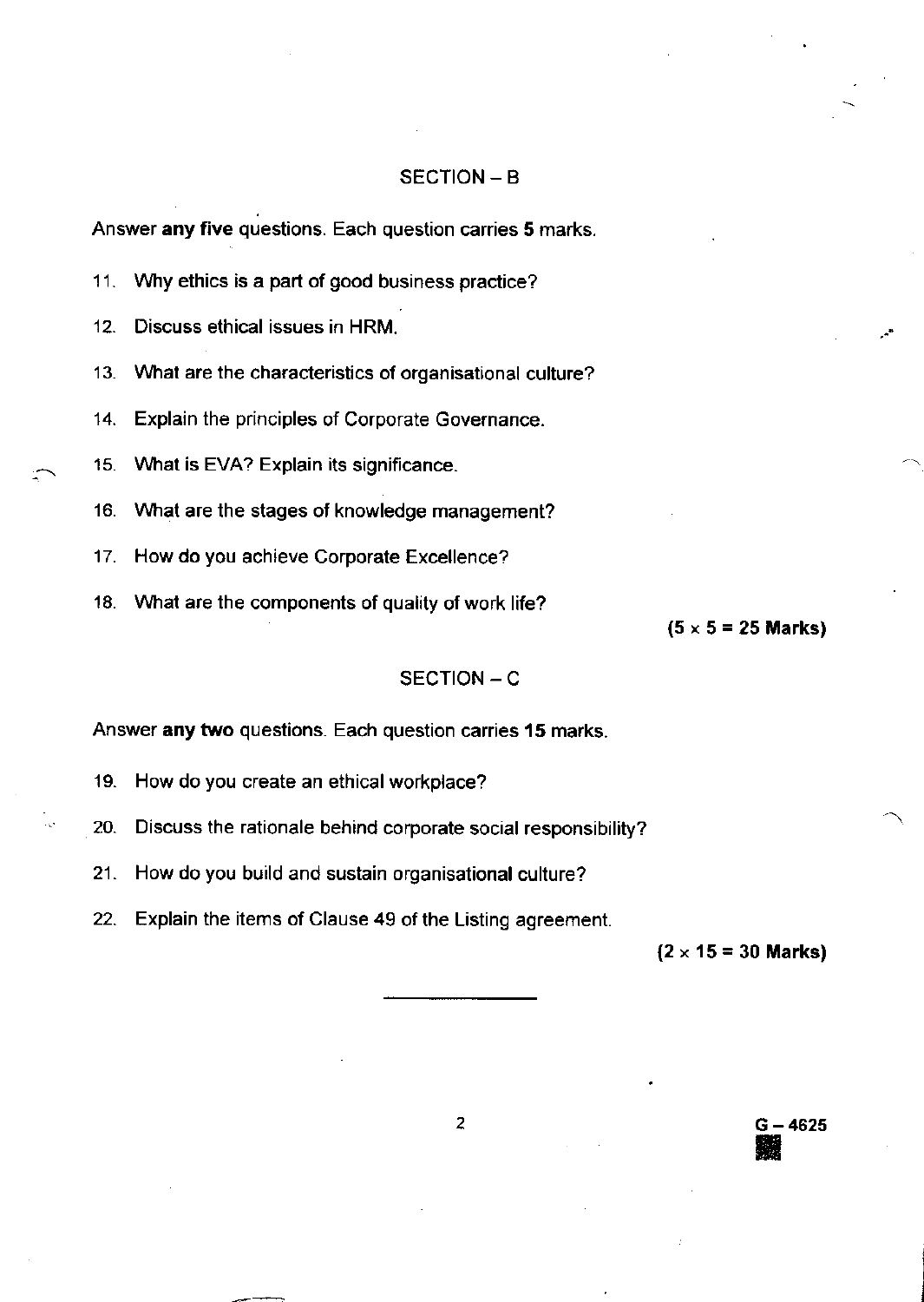## SECTION – B

Answer **any five** questions. Each question carries **5** marks.

11. Why ethics is a part of good business practice?
12. Discuss ethical issues in HRM.
13. What are the characteristics of organisational culture?
14. Explain the principles of Corporate Governance.
15. What is EVA? Explain its significance.
16. What are the stages of knowledge management?
17. How do you achieve Corporate Excellence?
18. What are the components of quality of work life?

**(5 × 5 = 25 Marks)**

## SECTION – C

Answer **any two** questions. Each question carries **15** marks.

19. How do you create an ethical workplace?
20. Discuss the rationale behind corporate social responsibility?
21. How do you build and sustain organisational culture?
22. Explain the items of Clause 49 of the Listing agreement.

**(2 × 15 = 30 Marks)**

G – 4625